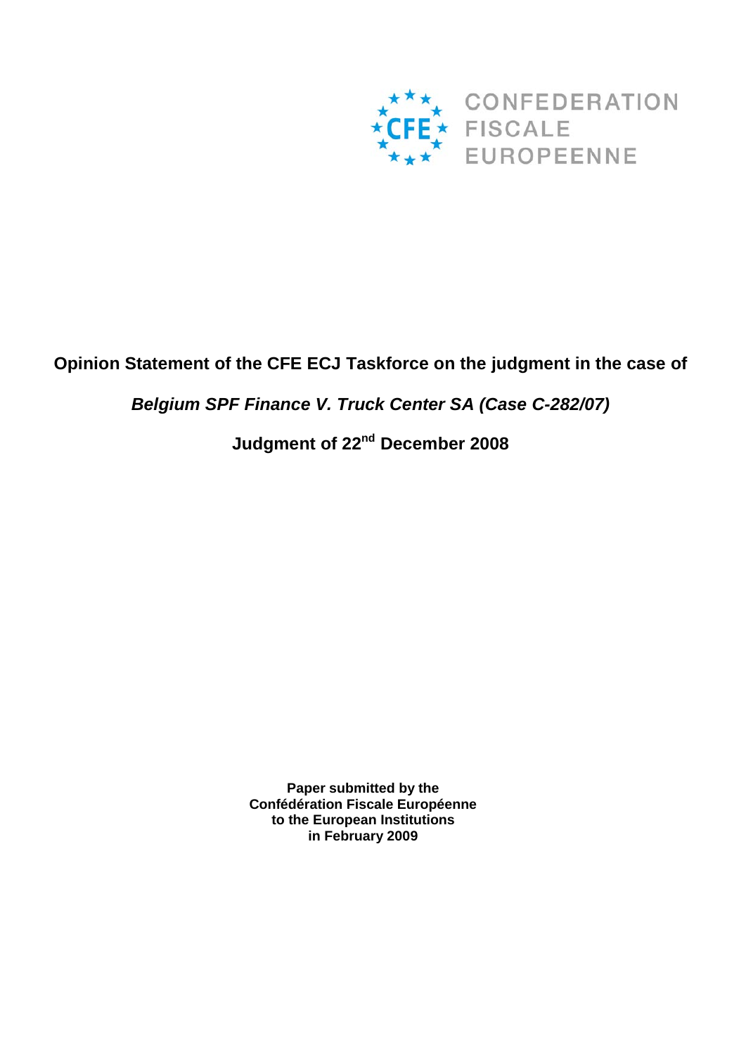CONFEDERATION FISCALE EUROPEENNE

**Opinion Statement of the CFE ECJ Taskforce on the judgment in the case of**

***Belgium SPF Finance V. Truck Center SA (Case C-282/07)***

**Judgment of 22nd December 2008**

**Paper submitted by the**
**Confédération Fiscale Européenne**
**to the European Institutions**
**in February 2009**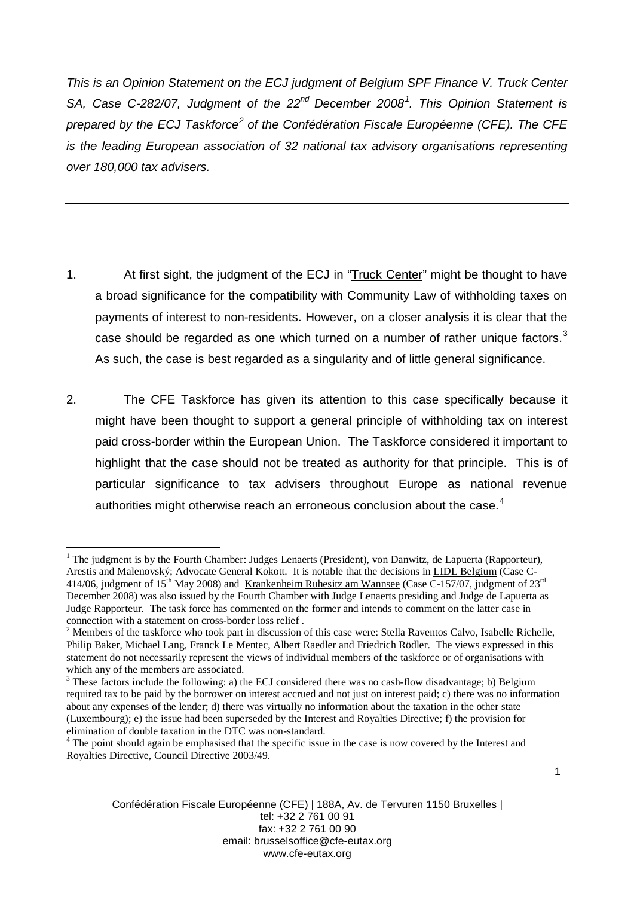*This is an Opinion Statement on the ECJ judgment of Belgium SPF Finance V. Truck Center SA, Case C-282/07, Judgment of the 22nd December 2008[1]. This Opinion Statement is prepared by the ECJ Taskforce[2] of the Confédération Fiscale Européenne (CFE). The CFE is the leading European association of 32 national tax advisory organisations representing over 180,000 tax advisers.*

---

1. At first sight, the judgment of the ECJ in "Truck Center" might be thought to have a broad significance for the compatibility with Community Law of withholding taxes on payments of interest to non-residents. However, on a closer analysis it is clear that the case should be regarded as one which turned on a number of rather unique factors.[3] As such, the case is best regarded as a singularity and of little general significance.

2. The CFE Taskforce has given its attention to this case specifically because it might have been thought to support a general principle of withholding tax on interest paid cross-border within the European Union. The Taskforce considered it important to highlight that the case should not be treated as authority for that principle. This is of particular significance to tax advisers throughout Europe as national revenue authorities might otherwise reach an erroneous conclusion about the case.[4]

---

[1] The judgment is by the Fourth Chamber: Judges Lenaerts (President), von Danwitz, de Lapuerta (Rapporteur), Arestis and Malenovský; Advocate General Kokott. It is notable that the decisions in LIDL Belgium (Case C-414/06, judgment of 15th May 2008) and Krankenheim Ruhesitz am Wannsee (Case C-157/07, judgment of 23rd December 2008) was also issued by the Fourth Chamber with Judge Lenaerts presiding and Judge de Lapuerta as Judge Rapporteur. The task force has commented on the former and intends to comment on the latter case in connection with a statement on cross-border loss relief .

[2] Members of the taskforce who took part in discussion of this case were: Stella Raventos Calvo, Isabelle Richelle, Philip Baker, Michael Lang, Franck Le Mentec, Albert Raedler and Friedrich Rödler. The views expressed in this statement do not necessarily represent the views of individual members of the taskforce or of organisations with which any of the members are associated.

[3] These factors include the following: a) the ECJ considered there was no cash-flow disadvantage; b) Belgium required tax to be paid by the borrower on interest accrued and not just on interest paid; c) there was no information about any expenses of the lender; d) there was virtually no information about the taxation in the other state (Luxembourg); e) the issue had been superseded by the Interest and Royalties Directive; f) the provision for elimination of double taxation in the DTC was non-standard.

[4] The point should again be emphasised that the specific issue in the case is now covered by the Interest and Royalties Directive, Council Directive 2003/49.

Confédération Fiscale Européenne (CFE) | 188A, Av. de Tervuren 1150 Bruxelles | tel: +32 2 761 00 91 fax: +32 2 761 00 90 email: brusselsoffice@cfe-eutax.org www.cfe-eutax.org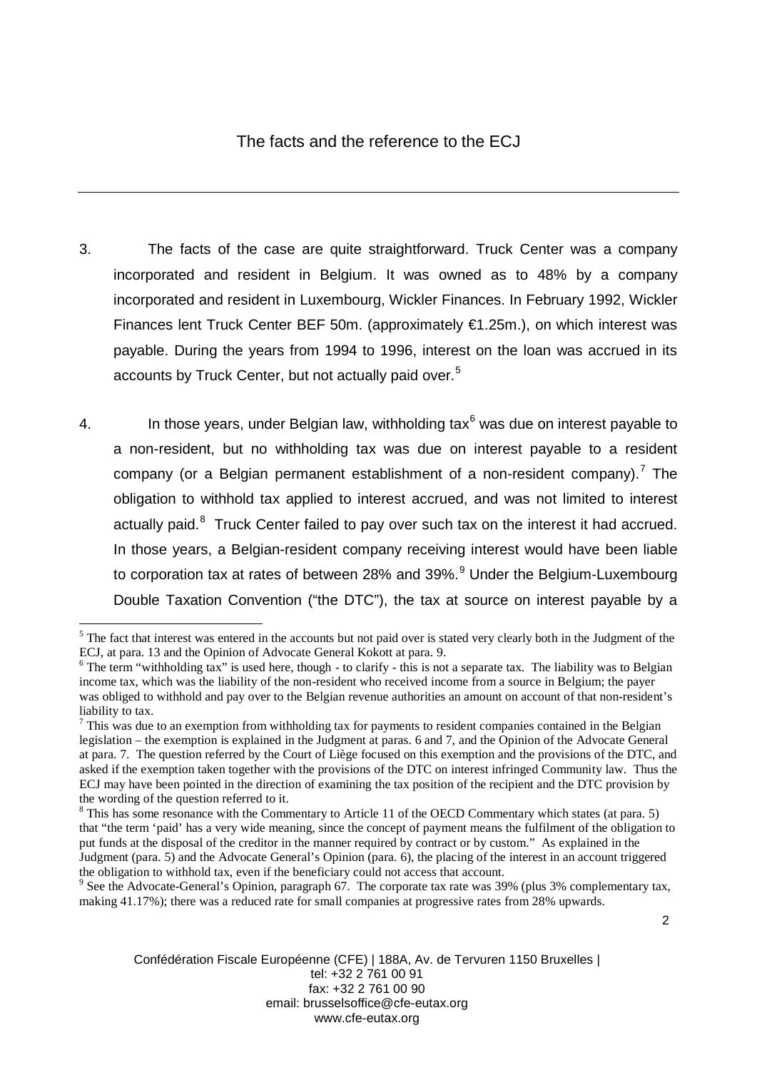## The facts and the reference to the ECJ

3. The facts of the case are quite straightforward. Truck Center was a company incorporated and resident in Belgium. It was owned as to 48% by a company incorporated and resident in Luxembourg, Wickler Finances. In February 1992, Wickler Finances lent Truck Center BEF 50m. (approximately €1.25m.), on which interest was payable. During the years from 1994 to 1996, interest on the loan was accrued in its accounts by Truck Center, but not actually paid over.[5]

4. In those years, under Belgian law, withholding tax[6] was due on interest payable to a non-resident, but no withholding tax was due on interest payable to a resident company (or a Belgian permanent establishment of a non-resident company).[7] The obligation to withhold tax applied to interest accrued, and was not limited to interest actually paid.[8] Truck Center failed to pay over such tax on the interest it had accrued. In those years, a Belgian-resident company receiving interest would have been liable to corporation tax at rates of between 28% and 39%.[9] Under the Belgium-Luxembourg Double Taxation Convention ("the DTC"), the tax at source on interest payable by a

---

[5] The fact that interest was entered in the accounts but not paid over is stated very clearly both in the Judgment of the ECJ, at para. 13 and the Opinion of Advocate General Kokott at para. 9.

[6] The term "withholding tax" is used here, though - to clarify - this is not a separate tax. The liability was to Belgian income tax, which was the liability of the non-resident who received income from a source in Belgium; the payer was obliged to withhold and pay over to the Belgian revenue authorities an amount on account of that non-resident's liability to tax.

[7] This was due to an exemption from withholding tax for payments to resident companies contained in the Belgian legislation – the exemption is explained in the Judgment at paras. 6 and 7, and the Opinion of the Advocate General at para. 7. The question referred by the Court of Liège focused on this exemption and the provisions of the DTC, and asked if the exemption taken together with the provisions of the DTC on interest infringed Community law. Thus the ECJ may have been pointed in the direction of examining the tax position of the recipient and the DTC provision by the wording of the question referred to it.

[8] This has some resonance with the Commentary to Article 11 of the OECD Commentary which states (at para. 5) that "the term 'paid' has a very wide meaning, since the concept of payment means the fulfilment of the obligation to put funds at the disposal of the creditor in the manner required by contract or by custom." As explained in the Judgment (para. 5) and the Advocate General's Opinion (para. 6), the placing of the interest in an account triggered the obligation to withhold tax, even if the beneficiary could not access that account.

[9] See the Advocate-General's Opinion, paragraph 67. The corporate tax rate was 39% (plus 3% complementary tax, making 41.17%); there was a reduced rate for small companies at progressive rates from 28% upwards.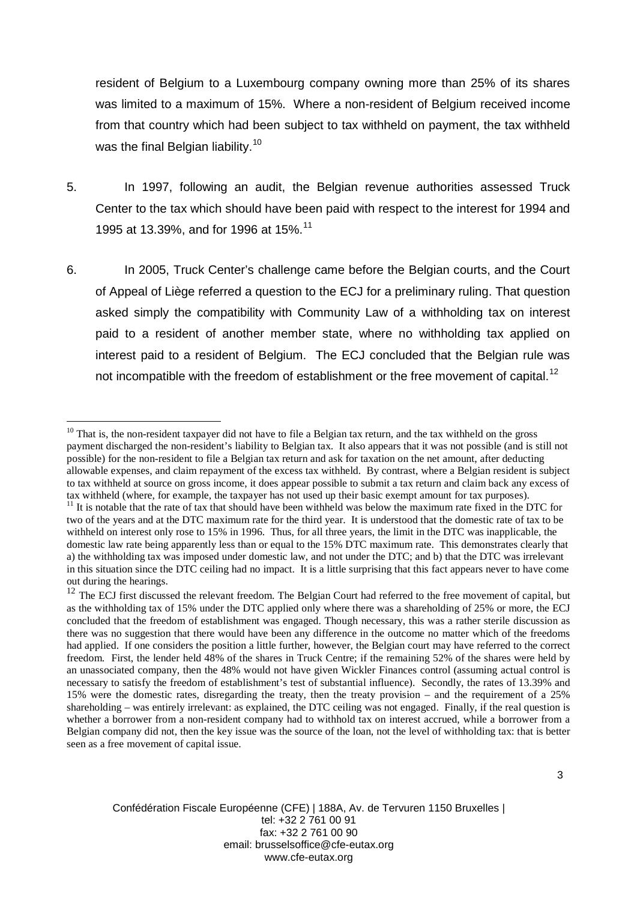resident of Belgium to a Luxembourg company owning more than 25% of its shares was limited to a maximum of 15%. Where a non-resident of Belgium received income from that country which had been subject to tax withheld on payment, the tax withheld was the final Belgian liability.[10]

5. In 1997, following an audit, the Belgian revenue authorities assessed Truck Center to the tax which should have been paid with respect to the interest for 1994 and 1995 at 13.39%, and for 1996 at 15%.[11]

6. In 2005, Truck Center's challenge came before the Belgian courts, and the Court of Appeal of Liège referred a question to the ECJ for a preliminary ruling. That question asked simply the compatibility with Community Law of a withholding tax on interest paid to a resident of another member state, where no withholding tax applied on interest paid to a resident of Belgium. The ECJ concluded that the Belgian rule was not incompatible with the freedom of establishment or the free movement of capital.[12]

---

[10] That is, the non-resident taxpayer did not have to file a Belgian tax return, and the tax withheld on the gross payment discharged the non-resident's liability to Belgian tax. It also appears that it was not possible (and is still not possible) for the non-resident to file a Belgian tax return and ask for taxation on the net amount, after deducting allowable expenses, and claim repayment of the excess tax withheld. By contrast, where a Belgian resident is subject to tax withheld at source on gross income, it does appear possible to submit a tax return and claim back any excess of tax withheld (where, for example, the taxpayer has not used up their basic exempt amount for tax purposes).

[11] It is notable that the rate of tax that should have been withheld was below the maximum rate fixed in the DTC for two of the years and at the DTC maximum rate for the third year. It is understood that the domestic rate of tax to be withheld on interest only rose to 15% in 1996. Thus, for all three years, the limit in the DTC was inapplicable, the domestic law rate being apparently less than or equal to the 15% DTC maximum rate. This demonstrates clearly that a) the withholding tax was imposed under domestic law, and not under the DTC; and b) that the DTC was irrelevant in this situation since the DTC ceiling had no impact. It is a little surprising that this fact appears never to have come out during the hearings.

[12] The ECJ first discussed the relevant freedom. The Belgian Court had referred to the free movement of capital, but as the withholding tax of 15% under the DTC applied only where there was a shareholding of 25% or more, the ECJ concluded that the freedom of establishment was engaged. Though necessary, this was a rather sterile discussion as there was no suggestion that there would have been any difference in the outcome no matter which of the freedoms had applied. If one considers the position a little further, however, the Belgian court may have referred to the correct freedom. First, the lender held 48% of the shares in Truck Centre; if the remaining 52% of the shares were held by an unassociated company, then the 48% would not have given Wickler Finances control (assuming actual control is necessary to satisfy the freedom of establishment's test of substantial influence). Secondly, the rates of 13.39% and 15% were the domestic rates, disregarding the treaty, then the treaty provision – and the requirement of a 25% shareholding – was entirely irrelevant: as explained, the DTC ceiling was not engaged. Finally, if the real question is whether a borrower from a non-resident company had to withhold tax on interest accrued, while a borrower from a Belgian company did not, then the key issue was the source of the loan, not the level of withholding tax: that is better seen as a free movement of capital issue.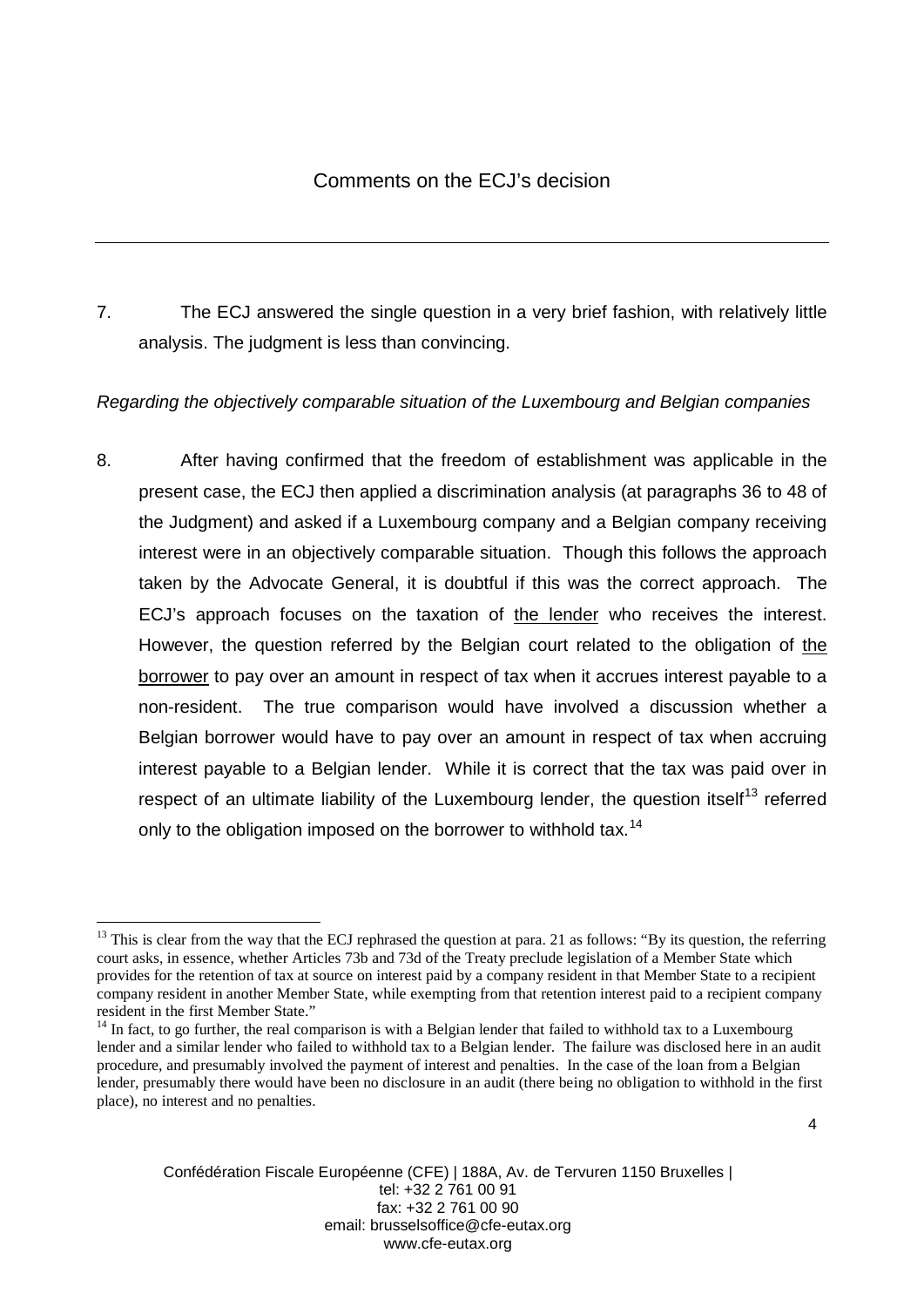## Comments on the ECJ's decision

7. The ECJ answered the single question in a very brief fashion, with relatively little analysis. The judgment is less than convincing.

*Regarding the objectively comparable situation of the Luxembourg and Belgian companies*

8. After having confirmed that the freedom of establishment was applicable in the present case, the ECJ then applied a discrimination analysis (at paragraphs 36 to 48 of the Judgment) and asked if a Luxembourg company and a Belgian company receiving interest were in an objectively comparable situation. Though this follows the approach taken by the Advocate General, it is doubtful if this was the correct approach. The ECJ's approach focuses on the taxation of <u>the lender</u> who receives the interest. However, the question referred by the Belgian court related to the obligation of <u>the borrower</u> to pay over an amount in respect of tax when it accrues interest payable to a non-resident. The true comparison would have involved a discussion whether a Belgian borrower would have to pay over an amount in respect of tax when accruing interest payable to a Belgian lender. While it is correct that the tax was paid over in respect of an ultimate liability of the Luxembourg lender, the question itself[13] referred only to the obligation imposed on the borrower to withhold tax.[14]

---

[13] This is clear from the way that the ECJ rephrased the question at para. 21 as follows: "By its question, the referring court asks, in essence, whether Articles 73b and 73d of the Treaty preclude legislation of a Member State which provides for the retention of tax at source on interest paid by a company resident in that Member State to a recipient company resident in another Member State, while exempting from that retention interest paid to a recipient company resident in the first Member State."

[14] In fact, to go further, the real comparison is with a Belgian lender that failed to withhold tax to a Luxembourg lender and a similar lender who failed to withhold tax to a Belgian lender. The failure was disclosed here in an audit procedure, and presumably involved the payment of interest and penalties. In the case of the loan from a Belgian lender, presumably there would have been no disclosure in an audit (there being no obligation to withhold in the first place), no interest and no penalties.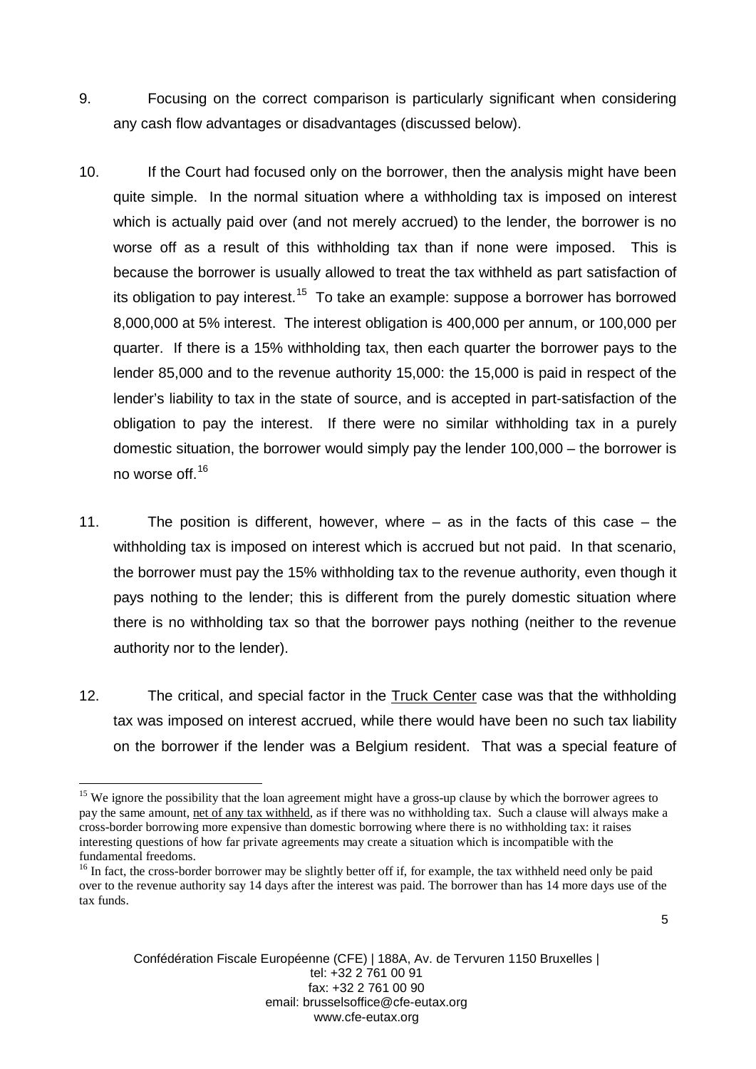9. Focusing on the correct comparison is particularly significant when considering any cash flow advantages or disadvantages (discussed below).

10. If the Court had focused only on the borrower, then the analysis might have been quite simple. In the normal situation where a withholding tax is imposed on interest which is actually paid over (and not merely accrued) to the lender, the borrower is no worse off as a result of this withholding tax than if none were imposed. This is because the borrower is usually allowed to treat the tax withheld as part satisfaction of its obligation to pay interest.[15] To take an example: suppose a borrower has borrowed 8,000,000 at 5% interest. The interest obligation is 400,000 per annum, or 100,000 per quarter. If there is a 15% withholding tax, then each quarter the borrower pays to the lender 85,000 and to the revenue authority 15,000: the 15,000 is paid in respect of the lender's liability to tax in the state of source, and is accepted in part-satisfaction of the obligation to pay the interest. If there were no similar withholding tax in a purely domestic situation, the borrower would simply pay the lender 100,000 – the borrower is no worse off.[16]

11. The position is different, however, where – as in the facts of this case – the withholding tax is imposed on interest which is accrued but not paid. In that scenario, the borrower must pay the 15% withholding tax to the revenue authority, even though it pays nothing to the lender; this is different from the purely domestic situation where there is no withholding tax so that the borrower pays nothing (neither to the revenue authority nor to the lender).

12. The critical, and special factor in the Truck Center case was that the withholding tax was imposed on interest accrued, while there would have been no such tax liability on the borrower if the lender was a Belgium resident. That was a special feature of

---

[15] We ignore the possibility that the loan agreement might have a gross-up clause by which the borrower agrees to pay the same amount, net of any tax withheld, as if there was no withholding tax. Such a clause will always make a cross-border borrowing more expensive than domestic borrowing where there is no withholding tax: it raises interesting questions of how far private agreements may create a situation which is incompatible with the fundamental freedoms.

[16] In fact, the cross-border borrower may be slightly better off if, for example, the tax withheld need only be paid over to the revenue authority say 14 days after the interest was paid. The borrower than has 14 more days use of the tax funds.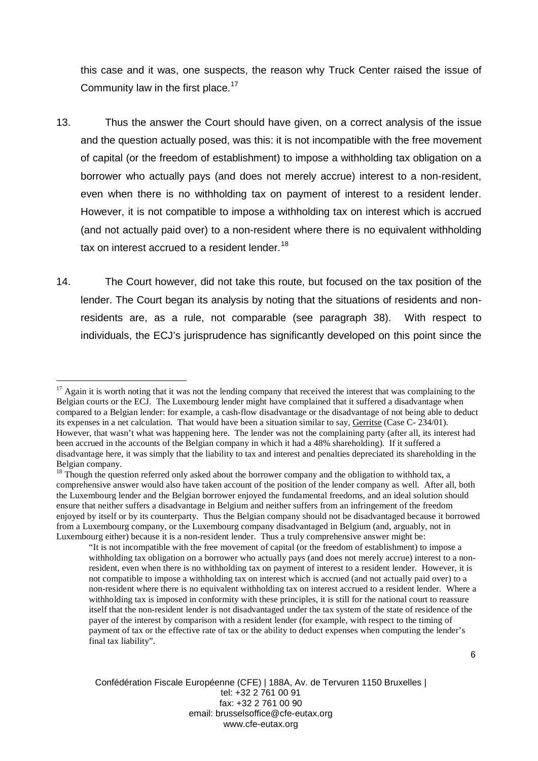this case and it was, one suspects, the reason why Truck Center raised the issue of Community law in the first place.[17]

13. Thus the answer the Court should have given, on a correct analysis of the issue and the question actually posed, was this: it is not incompatible with the free movement of capital (or the freedom of establishment) to impose a withholding tax obligation on a borrower who actually pays (and does not merely accrue) interest to a non-resident, even when there is no withholding tax on payment of interest to a resident lender. However, it is not compatible to impose a withholding tax on interest which is accrued (and not actually paid over) to a non-resident where there is no equivalent withholding tax on interest accrued to a resident lender.[18]

14. The Court however, did not take this route, but focused on the tax position of the lender. The Court began its analysis by noting that the situations of residents and non-residents are, as a rule, not comparable (see paragraph 38). With respect to individuals, the ECJ's jurisprudence has significantly developed on this point since the

---

[17] Again it is worth noting that it was not the lending company that received the interest that was complaining to the Belgian courts or the ECJ. The Luxembourg lender might have complained that it suffered a disadvantage when compared to a Belgian lender: for example, a cash-flow disadvantage or the disadvantage of not being able to deduct its expenses in a net calculation. That would have been a situation similar to say, Gerritse (Case C- 234/01). However, that wasn't what was happening here. The lender was not the complaining party (after all, its interest had been accrued in the accounts of the Belgian company in which it had a 48% shareholding). If it suffered a disadvantage here, it was simply that the liability to tax and interest and penalties depreciated its shareholding in the Belgian company.

[18] Though the question referred only asked about the borrower company and the obligation to withhold tax, a comprehensive answer would also have taken account of the position of the lender company as well. After all, both the Luxembourg lender and the Belgian borrower enjoyed the fundamental freedoms, and an ideal solution should ensure that neither suffers a disadvantage in Belgium and neither suffers from an infringement of the freedom enjoyed by itself or by its counterparty. Thus the Belgian company should not be disadvantaged because it borrowed from a Luxembourg company, or the Luxembourg company disadvantaged in Belgium (and, arguably, not in Luxembourg either) because it is a non-resident lender. Thus a truly comprehensive answer might be:

> "It is not incompatible with the free movement of capital (or the freedom of establishment) to impose a withholding tax obligation on a borrower who actually pays (and does not merely accrue) interest to a non-resident, even when there is no withholding tax on payment of interest to a resident lender. However, it is not compatible to impose a withholding tax on interest which is accrued (and not actually paid over) to a non-resident where there is no equivalent withholding tax on interest accrued to a resident lender. Where a withholding tax is imposed in conformity with these principles, it is still for the national court to reassure itself that the non-resident lender is not disadvantaged under the tax system of the state of residence of the payer of the interest by comparison with a resident lender (for example, with respect to the timing of payment of tax or the effective rate of tax or the ability to deduct expenses when computing the lender's final tax liability".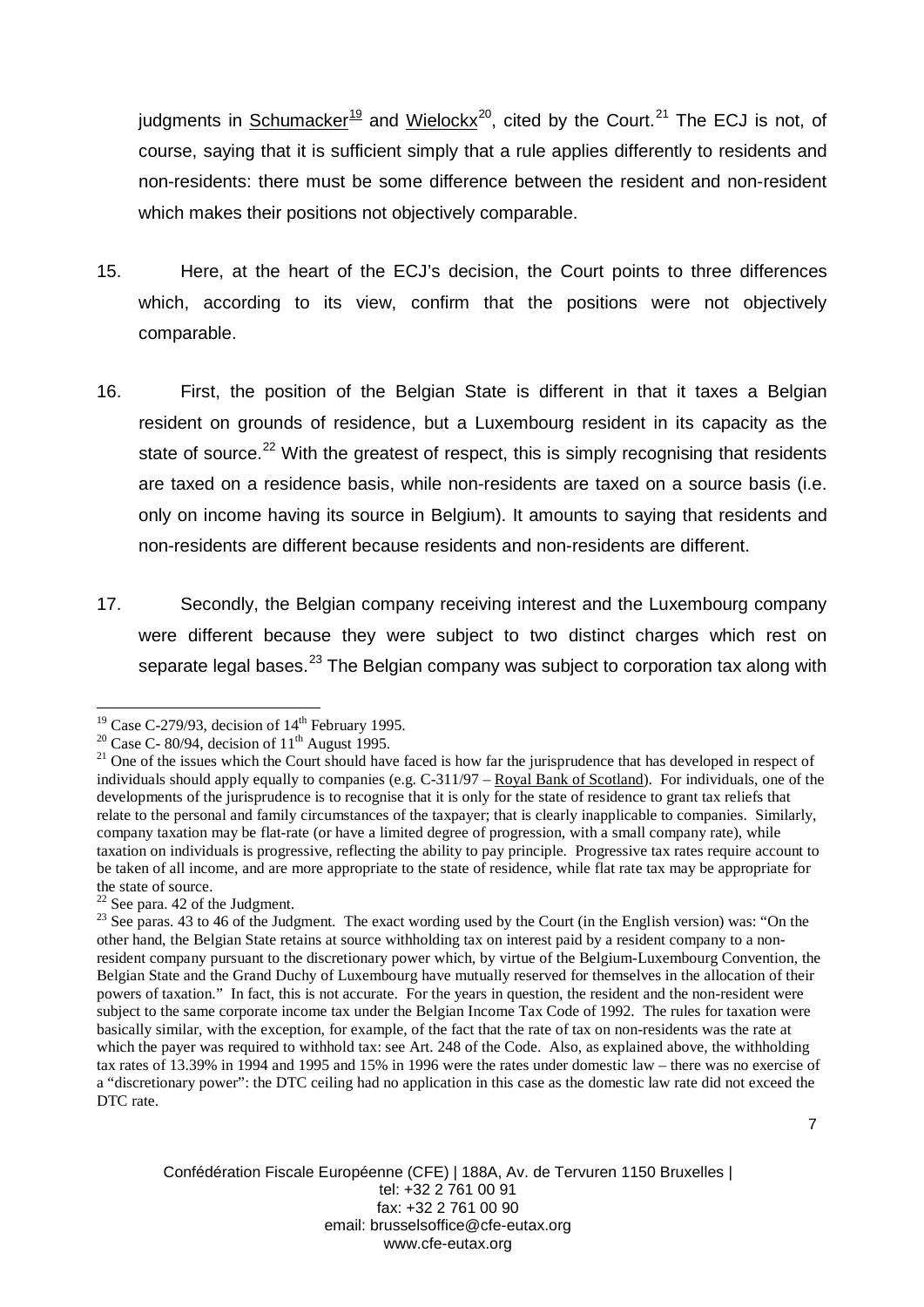judgments in Schumacker[19] and Wielockx[20], cited by the Court.[21] The ECJ is not, of course, saying that it is sufficient simply that a rule applies differently to residents and non-residents: there must be some difference between the resident and non-resident which makes their positions not objectively comparable.

15. Here, at the heart of the ECJ's decision, the Court points to three differences which, according to its view, confirm that the positions were not objectively comparable.

16. First, the position of the Belgian State is different in that it taxes a Belgian resident on grounds of residence, but a Luxembourg resident in its capacity as the state of source.[22] With the greatest of respect, this is simply recognising that residents are taxed on a residence basis, while non-residents are taxed on a source basis (i.e. only on income having its source in Belgium). It amounts to saying that residents and non-residents are different because residents and non-residents are different.

17. Secondly, the Belgian company receiving interest and the Luxembourg company were different because they were subject to two distinct charges which rest on separate legal bases.[23] The Belgian company was subject to corporation tax along with

---

[19] Case C-279/93, decision of 14th February 1995.

[20] Case C- 80/94, decision of 11th August 1995.

[21] One of the issues which the Court should have faced is how far the jurisprudence that has developed in respect of individuals should apply equally to companies (e.g. C-311/97 – Royal Bank of Scotland). For individuals, one of the developments of the jurisprudence is to recognise that it is only for the state of residence to grant tax reliefs that relate to the personal and family circumstances of the taxpayer; that is clearly inapplicable to companies. Similarly, company taxation may be flat-rate (or have a limited degree of progression, with a small company rate), while taxation on individuals is progressive, reflecting the ability to pay principle. Progressive tax rates require account to be taken of all income, and are more appropriate to the state of residence, while flat rate tax may be appropriate for the state of source.

[22] See para. 42 of the Judgment.

[23] See paras. 43 to 46 of the Judgment. The exact wording used by the Court (in the English version) was: "On the other hand, the Belgian State retains at source withholding tax on interest paid by a resident company to a non-resident company pursuant to the discretionary power which, by virtue of the Belgium-Luxembourg Convention, the Belgian State and the Grand Duchy of Luxembourg have mutually reserved for themselves in the allocation of their powers of taxation." In fact, this is not accurate. For the years in question, the resident and the non-resident were subject to the same corporate income tax under the Belgian Income Tax Code of 1992. The rules for taxation were basically similar, with the exception, for example, of the fact that the rate of tax on non-residents was the rate at which the payer was required to withhold tax: see Art. 248 of the Code. Also, as explained above, the withholding tax rates of 13.39% in 1994 and 1995 and 15% in 1996 were the rates under domestic law – there was no exercise of a "discretionary power": the DTC ceiling had no application in this case as the domestic law rate did not exceed the DTC rate.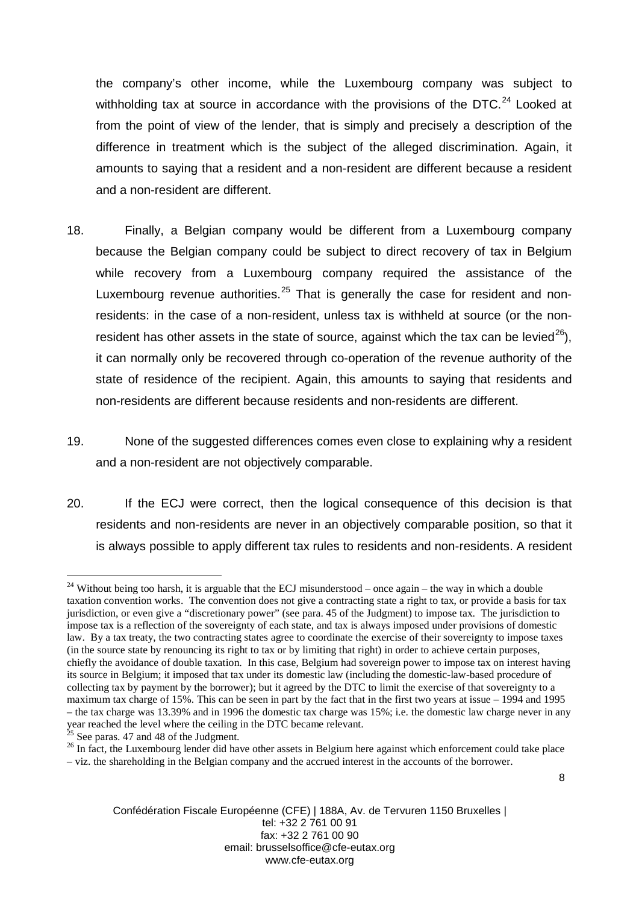the company's other income, while the Luxembourg company was subject to withholding tax at source in accordance with the provisions of the DTC.[24] Looked at from the point of view of the lender, that is simply and precisely a description of the difference in treatment which is the subject of the alleged discrimination. Again, it amounts to saying that a resident and a non-resident are different because a resident and a non-resident are different.

18. Finally, a Belgian company would be different from a Luxembourg company because the Belgian company could be subject to direct recovery of tax in Belgium while recovery from a Luxembourg company required the assistance of the Luxembourg revenue authorities.[25] That is generally the case for resident and non-residents: in the case of a non-resident, unless tax is withheld at source (or the non-resident has other assets in the state of source, against which the tax can be levied[26]), it can normally only be recovered through co-operation of the revenue authority of the state of residence of the recipient. Again, this amounts to saying that residents and non-residents are different because residents and non-residents are different.

19. None of the suggested differences comes even close to explaining why a resident and a non-resident are not objectively comparable.

20. If the ECJ were correct, then the logical consequence of this decision is that residents and non-residents are never in an objectively comparable position, so that it is always possible to apply different tax rules to residents and non-residents. A resident

---

[24] Without being too harsh, it is arguable that the ECJ misunderstood – once again – the way in which a double taxation convention works. The convention does not give a contracting state a right to tax, or provide a basis for tax jurisdiction, or even give a "discretionary power" (see para. 45 of the Judgment) to impose tax. The jurisdiction to impose tax is a reflection of the sovereignty of each state, and tax is always imposed under provisions of domestic law. By a tax treaty, the two contracting states agree to coordinate the exercise of their sovereignty to impose taxes (in the source state by renouncing its right to tax or by limiting that right) in order to achieve certain purposes, chiefly the avoidance of double taxation. In this case, Belgium had sovereign power to impose tax on interest having its source in Belgium; it imposed that tax under its domestic law (including the domestic-law-based procedure of collecting tax by payment by the borrower); but it agreed by the DTC to limit the exercise of that sovereignty to a maximum tax charge of 15%. This can be seen in part by the fact that in the first two years at issue – 1994 and 1995 – the tax charge was 13.39% and in 1996 the domestic tax charge was 15%; i.e. the domestic law charge never in any year reached the level where the ceiling in the DTC became relevant.

[25] See paras. 47 and 48 of the Judgment.

[26] In fact, the Luxembourg lender did have other assets in Belgium here against which enforcement could take place – viz. the shareholding in the Belgian company and the accrued interest in the accounts of the borrower.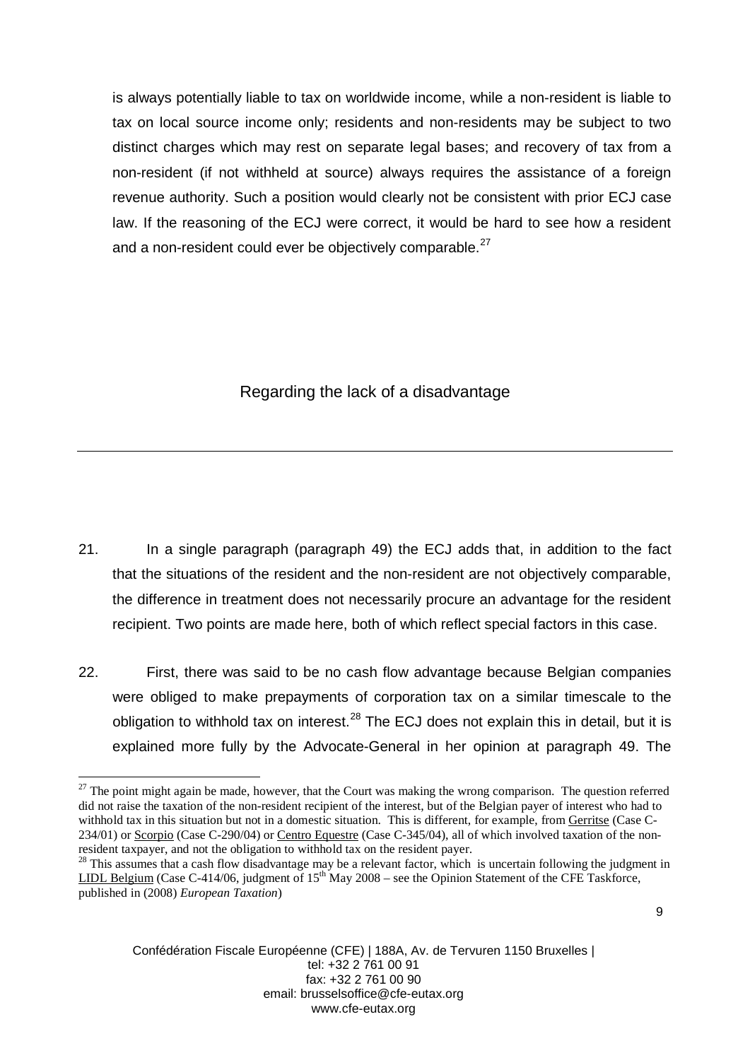is always potentially liable to tax on worldwide income, while a non-resident is liable to tax on local source income only; residents and non-residents may be subject to two distinct charges which may rest on separate legal bases; and recovery of tax from a non-resident (if not withheld at source) always requires the assistance of a foreign revenue authority. Such a position would clearly not be consistent with prior ECJ case law. If the reasoning of the ECJ were correct, it would be hard to see how a resident and a non-resident could ever be objectively comparable.[27]

## Regarding the lack of a disadvantage

---

21. In a single paragraph (paragraph 49) the ECJ adds that, in addition to the fact that the situations of the resident and the non-resident are not objectively comparable, the difference in treatment does not necessarily procure an advantage for the resident recipient. Two points are made here, both of which reflect special factors in this case.

22. First, there was said to be no cash flow advantage because Belgian companies were obliged to make prepayments of corporation tax on a similar timescale to the obligation to withhold tax on interest.[28] The ECJ does not explain this in detail, but it is explained more fully by the Advocate-General in her opinion at paragraph 49. The

---

[27] The point might again be made, however, that the Court was making the wrong comparison. The question referred did not raise the taxation of the non-resident recipient of the interest, but of the Belgian payer of interest who had to withhold tax in this situation but not in a domestic situation. This is different, for example, from Gerritse (Case C-234/01) or Scorpio (Case C-290/04) or Centro Equestre (Case C-345/04), all of which involved taxation of the non-resident taxpayer, and not the obligation to withhold tax on the resident payer.

[28] This assumes that a cash flow disadvantage may be a relevant factor, which is uncertain following the judgment in LIDL Belgium (Case C-414/06, judgment of 15th May 2008 – see the Opinion Statement of the CFE Taskforce, published in (2008) *European Taxation*)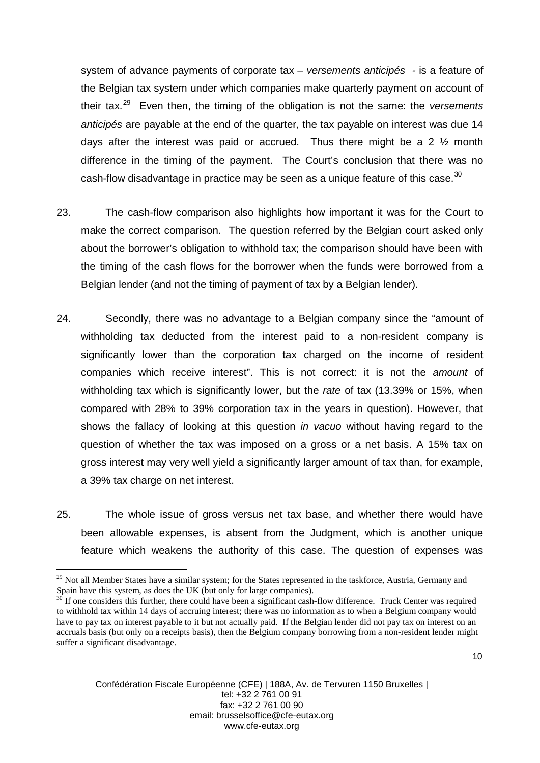system of advance payments of corporate tax – *versements anticipés* - is a feature of the Belgian tax system under which companies make quarterly payment on account of their tax.[29] Even then, the timing of the obligation is not the same: the *versements anticipés* are payable at the end of the quarter, the tax payable on interest was due 14 days after the interest was paid or accrued. Thus there might be a 2 ½ month difference in the timing of the payment. The Court's conclusion that there was no cash-flow disadvantage in practice may be seen as a unique feature of this case.[30]

23. The cash-flow comparison also highlights how important it was for the Court to make the correct comparison. The question referred by the Belgian court asked only about the borrower's obligation to withhold tax; the comparison should have been with the timing of the cash flows for the borrower when the funds were borrowed from a Belgian lender (and not the timing of payment of tax by a Belgian lender).

24. Secondly, there was no advantage to a Belgian company since the "amount of withholding tax deducted from the interest paid to a non-resident company is significantly lower than the corporation tax charged on the income of resident companies which receive interest". This is not correct: it is not the *amount* of withholding tax which is significantly lower, but the *rate* of tax (13.39% or 15%, when compared with 28% to 39% corporation tax in the years in question). However, that shows the fallacy of looking at this question *in vacuo* without having regard to the question of whether the tax was imposed on a gross or a net basis. A 15% tax on gross interest may very well yield a significantly larger amount of tax than, for example, a 39% tax charge on net interest.

25. The whole issue of gross versus net tax base, and whether there would have been allowable expenses, is absent from the Judgment, which is another unique feature which weakens the authority of this case. The question of expenses was

---

[29] Not all Member States have a similar system; for the States represented in the taskforce, Austria, Germany and Spain have this system, as does the UK (but only for large companies).

[30] If one considers this further, there could have been a significant cash-flow difference. Truck Center was required to withhold tax within 14 days of accruing interest; there was no information as to when a Belgium company would have to pay tax on interest payable to it but not actually paid. If the Belgian lender did not pay tax on interest on an accruals basis (but only on a receipts basis), then the Belgium company borrowing from a non-resident lender might suffer a significant disadvantage.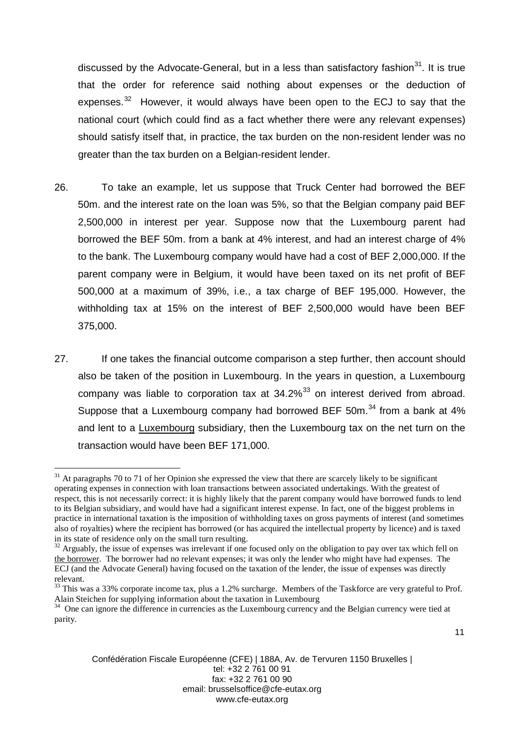discussed by the Advocate-General, but in a less than satisfactory fashion[31]. It is true that the order for reference said nothing about expenses or the deduction of expenses.[32] However, it would always have been open to the ECJ to say that the national court (which could find as a fact whether there were any relevant expenses) should satisfy itself that, in practice, the tax burden on the non-resident lender was no greater than the tax burden on a Belgian-resident lender.

26. To take an example, let us suppose that Truck Center had borrowed the BEF 50m. and the interest rate on the loan was 5%, so that the Belgian company paid BEF 2,500,000 in interest per year. Suppose now that the Luxembourg parent had borrowed the BEF 50m. from a bank at 4% interest, and had an interest charge of 4% to the bank. The Luxembourg company would have had a cost of BEF 2,000,000. If the parent company were in Belgium, it would have been taxed on its net profit of BEF 500,000 at a maximum of 39%, i.e., a tax charge of BEF 195,000. However, the withholding tax at 15% on the interest of BEF 2,500,000 would have been BEF 375,000.

27. If one takes the financial outcome comparison a step further, then account should also be taken of the position in Luxembourg. In the years in question, a Luxembourg company was liable to corporation tax at 34.2%[33] on interest derived from abroad. Suppose that a Luxembourg company had borrowed BEF 50m.[34] from a bank at 4% and lent to a <u>Luxembourg</u> subsidiary, then the Luxembourg tax on the net turn on the transaction would have been BEF 171,000.

---

[31] At paragraphs 70 to 71 of her Opinion she expressed the view that there are scarcely likely to be significant operating expenses in connection with loan transactions between associated undertakings. With the greatest of respect, this is not necessarily correct: it is highly likely that the parent company would have borrowed funds to lend to its Belgian subsidiary, and would have had a significant interest expense. In fact, one of the biggest problems in practice in international taxation is the imposition of withholding taxes on gross payments of interest (and sometimes also of royalties) where the recipient has borrowed (or has acquired the intellectual property by licence) and is taxed in its state of residence only on the small turn resulting.

[32] Arguably, the issue of expenses was irrelevant if one focused only on the obligation to pay over tax which fell on <u>the borrower</u>. The borrower had no relevant expenses; it was only the lender who might have had expenses. The ECJ (and the Advocate General) having focused on the taxation of the lender, the issue of expenses was directly relevant.

[33] This was a 33% corporate income tax, plus a 1.2% surcharge. Members of the Taskforce are very grateful to Prof. Alain Steichen for supplying information about the taxation in Luxembourg

[34] One can ignore the difference in currencies as the Luxembourg currency and the Belgian currency were tied at parity.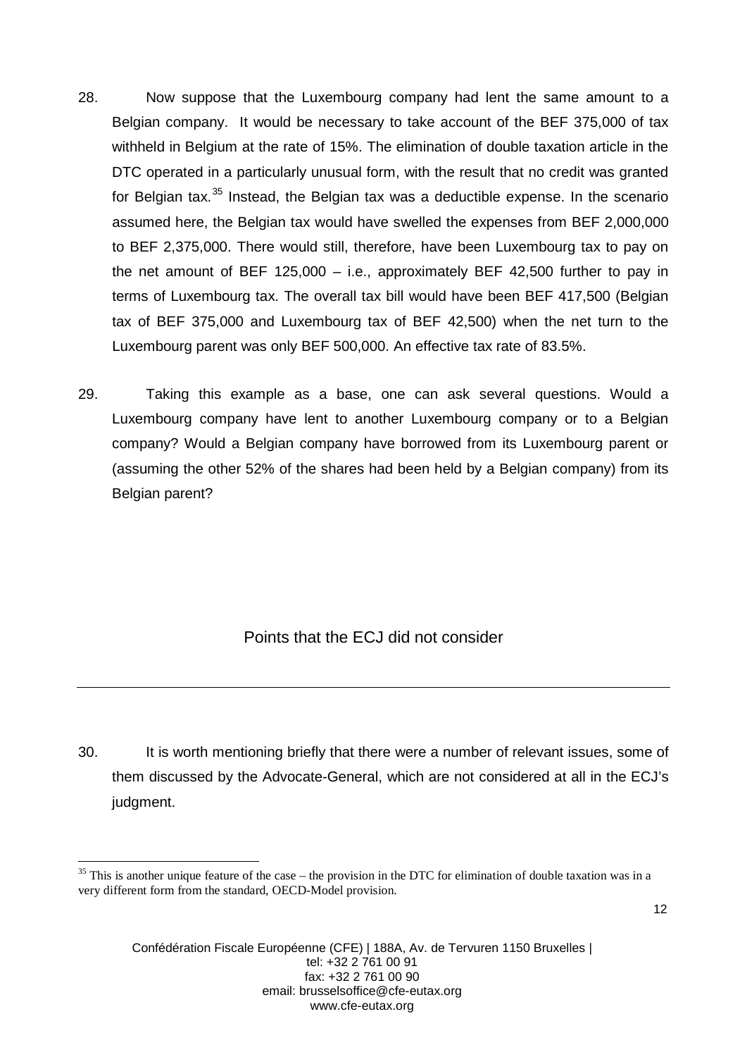28. Now suppose that the Luxembourg company had lent the same amount to a Belgian company. It would be necessary to take account of the BEF 375,000 of tax withheld in Belgium at the rate of 15%. The elimination of double taxation article in the DTC operated in a particularly unusual form, with the result that no credit was granted for Belgian tax.[35] Instead, the Belgian tax was a deductible expense. In the scenario assumed here, the Belgian tax would have swelled the expenses from BEF 2,000,000 to BEF 2,375,000. There would still, therefore, have been Luxembourg tax to pay on the net amount of BEF 125,000 – i.e., approximately BEF 42,500 further to pay in terms of Luxembourg tax. The overall tax bill would have been BEF 417,500 (Belgian tax of BEF 375,000 and Luxembourg tax of BEF 42,500) when the net turn to the Luxembourg parent was only BEF 500,000. An effective tax rate of 83.5%.

29. Taking this example as a base, one can ask several questions. Would a Luxembourg company have lent to another Luxembourg company or to a Belgian company? Would a Belgian company have borrowed from its Luxembourg parent or (assuming the other 52% of the shares had been held by a Belgian company) from its Belgian parent?

## Points that the ECJ did not consider

30. It is worth mentioning briefly that there were a number of relevant issues, some of them discussed by the Advocate-General, which are not considered at all in the ECJ's judgment.

---

[35] This is another unique feature of the case – the provision in the DTC for elimination of double taxation was in a very different form from the standard, OECD-Model provision.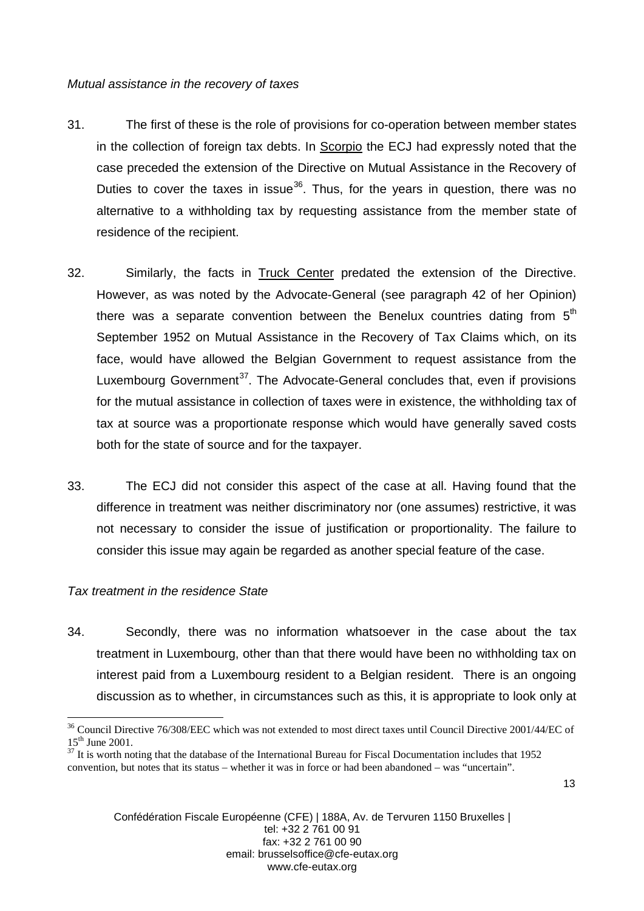*Mutual assistance in the recovery of taxes*

31. The first of these is the role of provisions for co-operation between member states in the collection of foreign tax debts. In Scorpio the ECJ had expressly noted that the case preceded the extension of the Directive on Mutual Assistance in the Recovery of Duties to cover the taxes in issue[36]. Thus, for the years in question, there was no alternative to a withholding tax by requesting assistance from the member state of residence of the recipient.

32. Similarly, the facts in Truck Center predated the extension of the Directive. However, as was noted by the Advocate-General (see paragraph 42 of her Opinion) there was a separate convention between the Benelux countries dating from 5th September 1952 on Mutual Assistance in the Recovery of Tax Claims which, on its face, would have allowed the Belgian Government to request assistance from the Luxembourg Government[37]. The Advocate-General concludes that, even if provisions for the mutual assistance in collection of taxes were in existence, the withholding tax of tax at source was a proportionate response which would have generally saved costs both for the state of source and for the taxpayer.

33. The ECJ did not consider this aspect of the case at all. Having found that the difference in treatment was neither discriminatory nor (one assumes) restrictive, it was not necessary to consider the issue of justification or proportionality. The failure to consider this issue may again be regarded as another special feature of the case.

*Tax treatment in the residence State*

34. Secondly, there was no information whatsoever in the case about the tax treatment in Luxembourg, other than that there would have been no withholding tax on interest paid from a Luxembourg resident to a Belgian resident. There is an ongoing discussion as to whether, in circumstances such as this, it is appropriate to look only at

[36] Council Directive 76/308/EEC which was not extended to most direct taxes until Council Directive 2001/44/EC of 15th June 2001.

[37] It is worth noting that the database of the International Bureau for Fiscal Documentation includes that 1952 convention, but notes that its status – whether it was in force or had been abandoned – was "uncertain".

Confédération Fiscale Européenne (CFE) | 188A, Av. de Tervuren 1150 Bruxelles | tel: +32 2 761 00 91 fax: +32 2 761 00 90 email: brusselsoffice@cfe-eutax.org www.cfe-eutax.org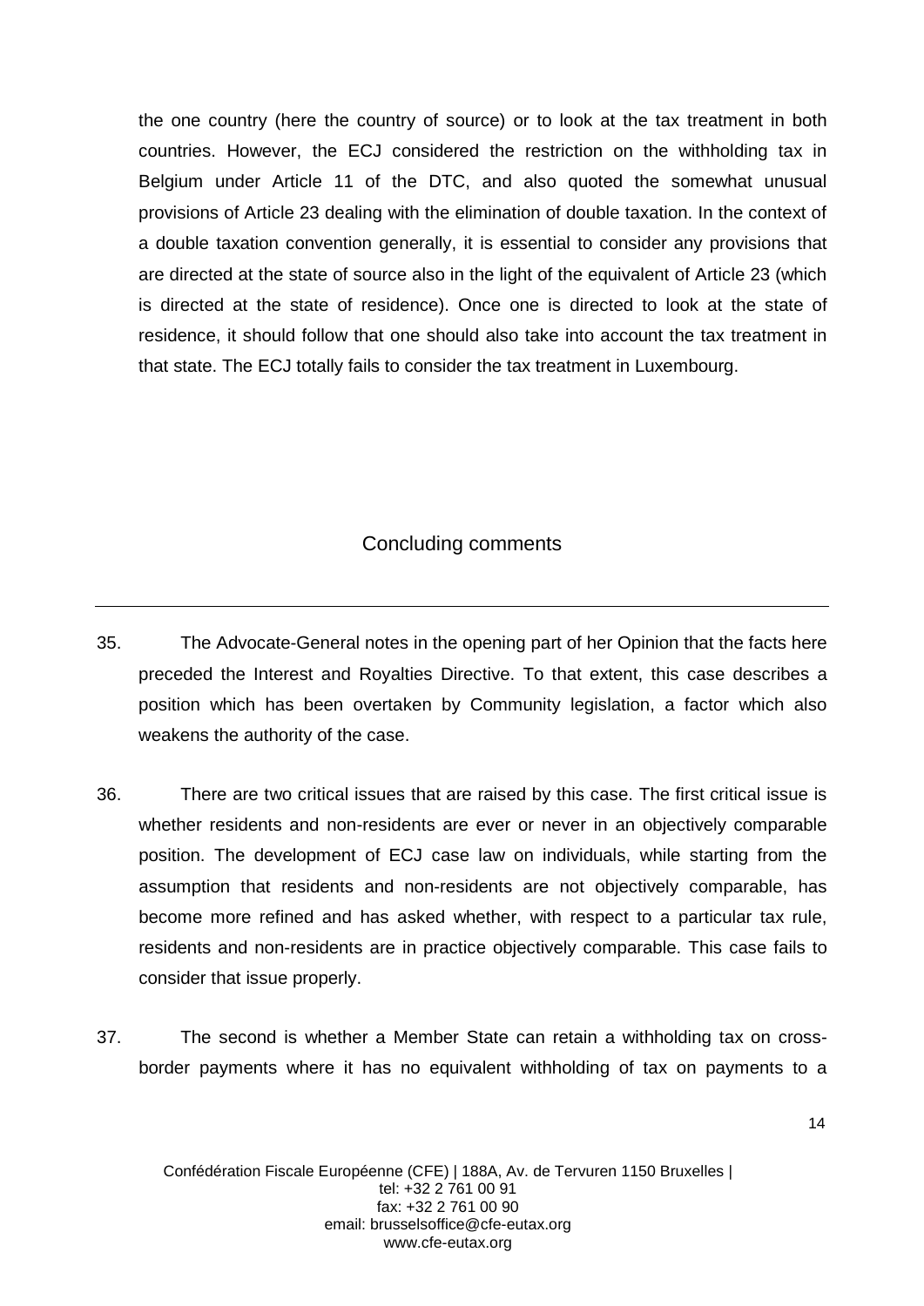the one country (here the country of source) or to look at the tax treatment in both countries. However, the ECJ considered the restriction on the withholding tax in Belgium under Article 11 of the DTC, and also quoted the somewhat unusual provisions of Article 23 dealing with the elimination of double taxation. In the context of a double taxation convention generally, it is essential to consider any provisions that are directed at the state of source also in the light of the equivalent of Article 23 (which is directed at the state of residence). Once one is directed to look at the state of residence, it should follow that one should also take into account the tax treatment in that state. The ECJ totally fails to consider the tax treatment in Luxembourg.

## Concluding comments

35. The Advocate-General notes in the opening part of her Opinion that the facts here preceded the Interest and Royalties Directive. To that extent, this case describes a position which has been overtaken by Community legislation, a factor which also weakens the authority of the case.

36. There are two critical issues that are raised by this case. The first critical issue is whether residents and non-residents are ever or never in an objectively comparable position. The development of ECJ case law on individuals, while starting from the assumption that residents and non-residents are not objectively comparable, has become more refined and has asked whether, with respect to a particular tax rule, residents and non-residents are in practice objectively comparable. This case fails to consider that issue properly.

37. The second is whether a Member State can retain a withholding tax on cross-border payments where it has no equivalent withholding of tax on payments to a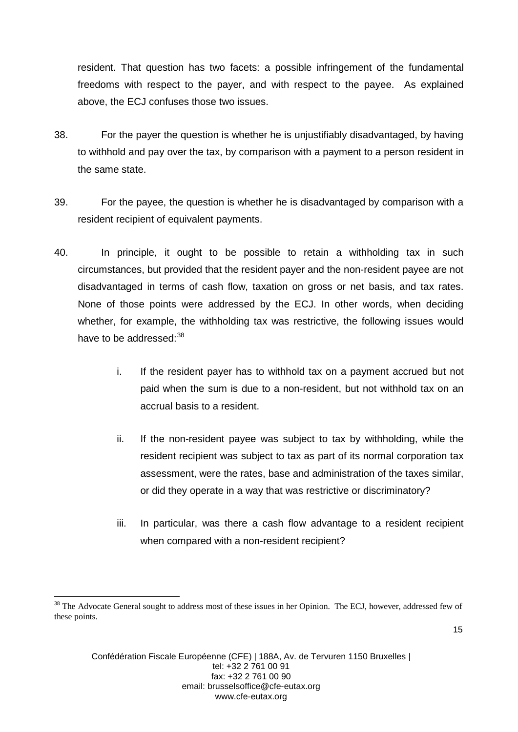resident. That question has two facets: a possible infringement of the fundamental freedoms with respect to the payer, and with respect to the payee. As explained above, the ECJ confuses those two issues.

38. For the payer the question is whether he is unjustifiably disadvantaged, by having to withhold and pay over the tax, by comparison with a payment to a person resident in the same state.

39. For the payee, the question is whether he is disadvantaged by comparison with a resident recipient of equivalent payments.

40. In principle, it ought to be possible to retain a withholding tax in such circumstances, but provided that the resident payer and the non-resident payee are not disadvantaged in terms of cash flow, taxation on gross or net basis, and tax rates. None of those points were addressed by the ECJ. In other words, when deciding whether, for example, the withholding tax was restrictive, the following issues would have to be addressed:[38]

   i. If the resident payer has to withhold tax on a payment accrued but not paid when the sum is due to a non-resident, but not withhold tax on an accrual basis to a resident.

   ii. If the non-resident payee was subject to tax by withholding, while the resident recipient was subject to tax as part of its normal corporation tax assessment, were the rates, base and administration of the taxes similar, or did they operate in a way that was restrictive or discriminatory?

   iii. In particular, was there a cash flow advantage to a resident recipient when compared with a non-resident recipient?

---

[38] The Advocate General sought to address most of these issues in her Opinion. The ECJ, however, addressed few of these points.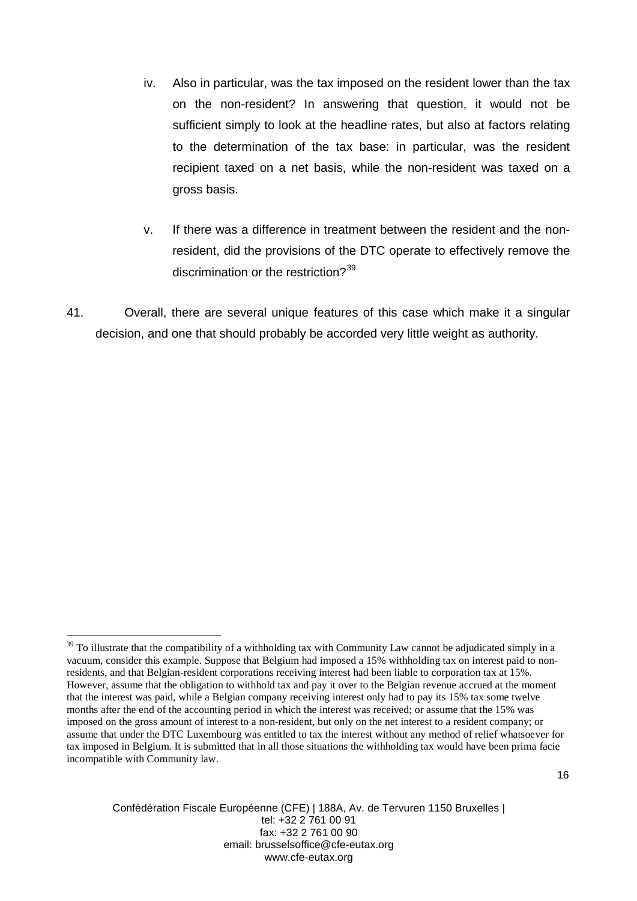iv. Also in particular, was the tax imposed on the resident lower than the tax on the non-resident? In answering that question, it would not be sufficient simply to look at the headline rates, but also at factors relating to the determination of the tax base: in particular, was the resident recipient taxed on a net basis, while the non-resident was taxed on a gross basis.

v. If there was a difference in treatment between the resident and the non-resident, did the provisions of the DTC operate to effectively remove the discrimination or the restriction?[39]

41. Overall, there are several unique features of this case which make it a singular decision, and one that should probably be accorded very little weight as authority.

---

[39] To illustrate that the compatibility of a withholding tax with Community Law cannot be adjudicated simply in a vacuum, consider this example. Suppose that Belgium had imposed a 15% withholding tax on interest paid to non-residents, and that Belgian-resident corporations receiving interest had been liable to corporation tax at 15%. However, assume that the obligation to withhold tax and pay it over to the Belgian revenue accrued at the moment that the interest was paid, while a Belgian company receiving interest only had to pay its 15% tax some twelve months after the end of the accounting period in which the interest was received; or assume that the 15% was imposed on the gross amount of interest to a non-resident, but only on the net interest to a resident company; or assume that under the DTC Luxembourg was entitled to tax the interest without any method of relief whatsoever for tax imposed in Belgium. It is submitted that in all those situations the withholding tax would have been prima facie incompatible with Community law.